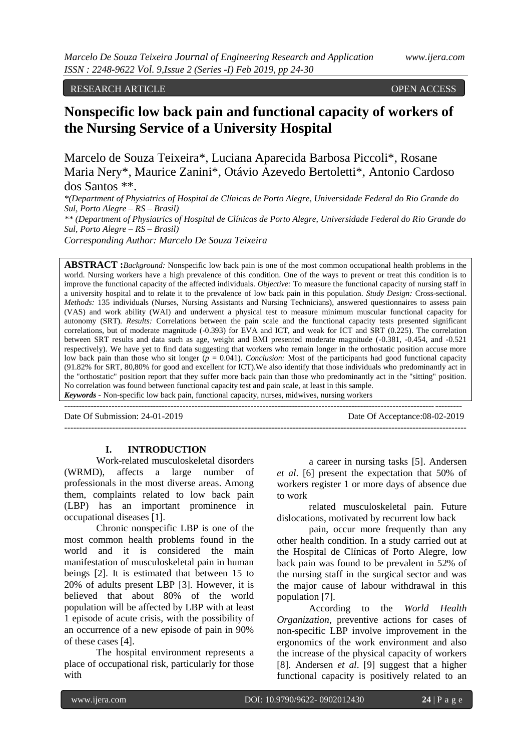RESEARCH ARTICLE OPEN ACCESS

# Nonspecific low back pain and functional capacity of workers of the Nursing Service of a University Hospital

Marcelo de Souza Teixeira*, Luciana Aparecida Barbosa Piccoli*, Rosane Maria Nery*, Maurice Zanini*, Otávio Azevedo Bertoletti*, Antonio Cardoso dos Santos **.

*(Department of Physiatrics of Hospital de Clínicas de Porto Alegre, Universidade Federal do Rio Grande do Sul, Porto Alegre – RS – Brasil)*

*** (Department of Physiatrics of Hospital de Clínicas de Porto Alegre, Universidade Federal do Rio Grande do Sul, Porto Alegre – RS – Brasil)*

*Corresponding Author: Marcelo De Souza Teixeira*

**ABSTRACT :** *Background:* Nonspecific low back pain is one of the most common occupational health problems in the world. Nursing workers have a high prevalence of this condition. One of the ways to prevent or treat this condition is to improve the functional capacity of the affected individuals. *Objective:* To measure the functional capacity of nursing staff in a university hospital and to relate it to the prevalence of low back pain in this population. *Study Design:* Cross-sectional. *Methods:* 135 individuals (Nurses, Nursing Assistants and Nursing Technicians), answered questionnaires to assess pain (VAS) and work ability (WAI) and underwent a physical test to measure minimum muscular functional capacity for autonomy (SRT). *Results:* Correlations between the pain scale and the functional capacity tests presented significant correlations, but of moderate magnitude (-0.393) for EVA and ICT, and weak for ICT and SRT (0.225). The correlation between SRT results and data such as age, weight and BMI presented moderate magnitude (-0.381, -0.454, and -0.521 respectively). We have yet to find data suggesting that workers who remain longer in the orthostatic position accuse more low back pain than those who sit longer ($p = 0.041$). *Conclusion:* Most of the participants had good functional capacity (91.82% for SRT, 80,80% for good and excellent for ICT).We also identify that those individuals who predominantly act in the "orthostatic" position report that they suffer more back pain than those who predominantly act in the "sitting" position. No correlation was found between functional capacity test and pain scale, at least in this sample.

***Keywords*** **-** Non-specific low back pain, functional capacity, nurses, midwives, nursing workers

Date Of Submission: 24-01-2019 Date Of Acceptance:08-02-2019

## I. INTRODUCTION

Work-related musculoskeletal disorders (WRMD), affects a large number of professionals in the most diverse areas. Among them, complaints related to low back pain (LBP) has an important prominence in occupational diseases [1].

Chronic nonspecific LBP is one of the most common health problems found in the world and it is considered the main manifestation of musculoskeletal pain in human beings [2]. It is estimated that between 15 to 20% of adults present LBP [3]. However, it is believed that about 80% of the world population will be affected by LBP with at least 1 episode of acute crisis, with the possibility of an occurrence of a new episode of pain in 90% of these cases [4].

The hospital environment represents a place of occupational risk, particularly for those with a career in nursing tasks [5]. Andersen *et al*. [6] present the expectation that 50% of workers register 1 or more days of absence due to work related musculoskeletal pain. Future dislocations, motivated by recurrent low back pain, occur more frequently than any other health condition. In a study carried out at the Hospital de Clínicas of Porto Alegre, low back pain was found to be prevalent in 52% of the nursing staff in the surgical sector and was the major cause of labour withdrawal in this population [7].

According to the *World Health Organization*, preventive actions for cases of non-specific LBP involve improvement in the ergonomics of the work environment and also the increase of the physical capacity of workers [8]. Andersen *et al*. [9] suggest that a higher functional capacity is positively related to an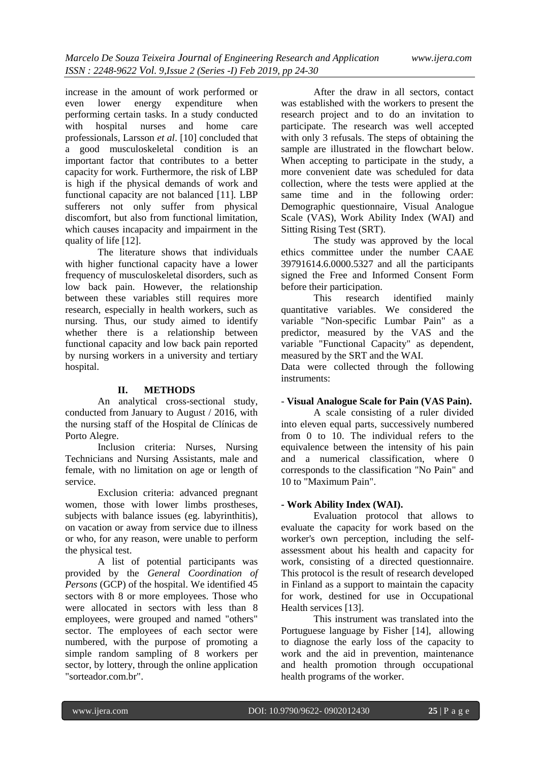increase in the amount of work performed or even lower energy expenditure when performing certain tasks. In a study conducted with hospital nurses and home care professionals, Larsson *et al*. [10] concluded that a good musculoskeletal condition is an important factor that contributes to a better capacity for work. Furthermore, the risk of LBP is high if the physical demands of work and functional capacity are not balanced [11]. LBP sufferers not only suffer from physical discomfort, but also from functional limitation, which causes incapacity and impairment in the quality of life [12].

The literature shows that individuals with higher functional capacity have a lower frequency of musculoskeletal disorders, such as low back pain. However, the relationship between these variables still requires more research, especially in health workers, such as nursing. Thus, our study aimed to identify whether there is a relationship between functional capacity and low back pain reported by nursing workers in a university and tertiary hospital.

## II. METHODS

An analytical cross-sectional study, conducted from January to August / 2016, with the nursing staff of the Hospital de Clínicas de Porto Alegre.

Inclusion criteria: Nurses, Nursing Technicians and Nursing Assistants, male and female, with no limitation on age or length of service.

Exclusion criteria: advanced pregnant women, those with lower limbs prostheses, subjects with balance issues (eg. labyrinthitis), on vacation or away from service due to illness or who, for any reason, were unable to perform the physical test.

A list of potential participants was provided by the *General Coordination of Persons* (GCP) of the hospital. We identified 45 sectors with 8 or more employees. Those who were allocated in sectors with less than 8 employees, were grouped and named "others" sector. The employees of each sector were numbered, with the purpose of promoting a simple random sampling of 8 workers per sector, by lottery, through the online application "sorteador.com.br".

After the draw in all sectors, contact was established with the workers to present the research project and to do an invitation to participate. The research was well accepted with only 3 refusals. The steps of obtaining the sample are illustrated in the flowchart below. When accepting to participate in the study, a more convenient date was scheduled for data collection, where the tests were applied at the same time and in the following order: Demographic questionnaire, Visual Analogue Scale (VAS), Work Ability Index (WAI) and Sitting Rising Test (SRT).

The study was approved by the local ethics committee under the number CAAE 39791614.6.0000.5327 and all the participants signed the Free and Informed Consent Form before their participation.

This research identified mainly quantitative variables. We considered the variable "Non-specific Lumbar Pain" as a predictor, measured by the VAS and the variable "Functional Capacity" as dependent, measured by the SRT and the WAI.

Data were collected through the following instruments:

- **Visual Analogue Scale for Pain (VAS Pain).**

A scale consisting of a ruler divided into eleven equal parts, successively numbered from 0 to 10. The individual refers to the equivalence between the intensity of his pain and a numerical classification, where 0 corresponds to the classification "No Pain" and 10 to "Maximum Pain".

- **Work Ability Index (WAI).**

Evaluation protocol that allows to evaluate the capacity for work based on the worker's own perception, including the self-assessment about his health and capacity for work, consisting of a directed questionnaire. This protocol is the result of research developed in Finland as a support to maintain the capacity for work, destined for use in Occupational Health services [13].

This instrument was translated into the Portuguese language by Fisher [14], allowing to diagnose the early loss of the capacity to work and the aid in prevention, maintenance and health promotion through occupational health programs of the worker.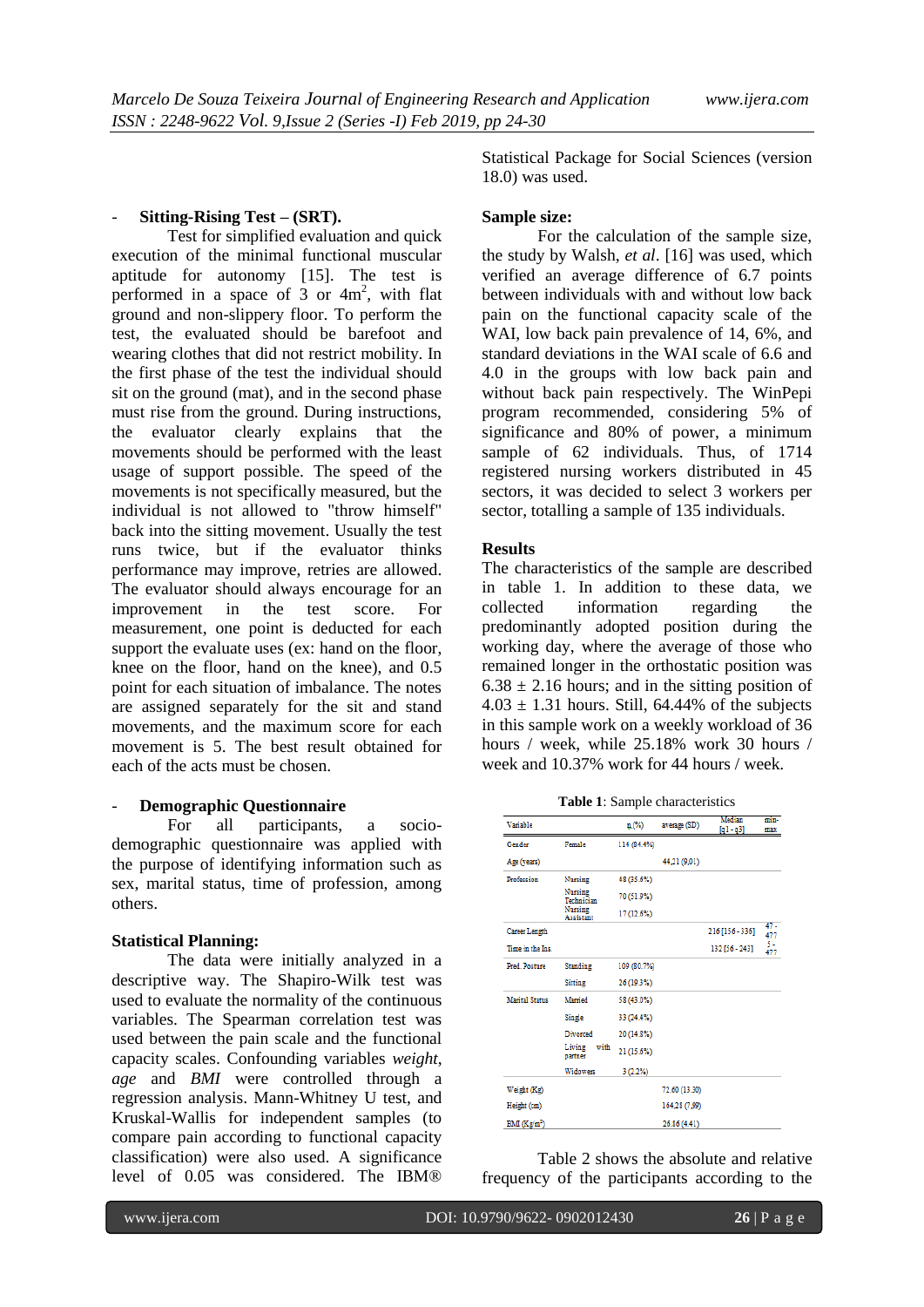- **Sitting-Rising Test – (SRT).**

Test for simplified evaluation and quick execution of the minimal functional muscular aptitude for autonomy [15]. The test is performed in a space of 3 or 4m$^2$, with flat ground and non-slippery floor. To perform the test, the evaluated should be barefoot and wearing clothes that did not restrict mobility. In the first phase of the test the individual should sit on the ground (mat), and in the second phase must rise from the ground. During instructions, the evaluator clearly explains that the movements should be performed with the least usage of support possible. The speed of the movements is not specifically measured, but the individual is not allowed to "throw himself" back into the sitting movement. Usually the test runs twice, but if the evaluator thinks performance may improve, retries are allowed. The evaluator should always encourage for an improvement in the test score. For measurement, one point is deducted for each support the evaluate uses (ex: hand on the floor, knee on the floor, hand on the knee), and 0.5 point for each situation of imbalance. The notes are assigned separately for the sit and stand movements, and the maximum score for each movement is 5. The best result obtained for each of the acts must be chosen.

- **Demographic Questionnaire**

For all participants, a socio-demographic questionnaire was applied with the purpose of identifying information such as sex, marital status, time of profession, among others.

**Statistical Planning:**

The data were initially analyzed in a descriptive way. The Shapiro-Wilk test was used to evaluate the normality of the continuous variables. The Spearman correlation test was used between the pain scale and the functional capacity scales. Confounding variables *weight*, *age* and *BMI* were controlled through a regression analysis. Mann-Whitney U test, and Kruskal-Wallis for independent samples (to compare pain according to functional capacity classification) were also used. A significance level of 0.05 was considered. The IBM® Statistical Package for Social Sciences (version 18.0) was used.

**Sample size:**

For the calculation of the sample size, the study by Walsh, *et al*. [16] was used, which verified an average difference of 6.7 points between individuals with and without low back pain on the functional capacity scale of the WAI, low back pain prevalence of 14, 6%, and standard deviations in the WAI scale of 6.6 and 4.0 in the groups with low back pain and without back pain respectively. The WinPepi program recommended, considering 5% of significance and 80% of power, a minimum sample of 62 individuals. Thus, of 1714 registered nursing workers distributed in 45 sectors, it was decided to select 3 workers per sector, totalling a sample of 135 individuals.

**Results**

The characteristics of the sample are described in table 1. In addition to these data, we collected information regarding the predominantly adopted position during the working day, where the average of those who remained longer in the orthostatic position was 6.38 ± 2.16 hours; and in the sitting position of 4.03 ± 1.31 hours. Still, 64.44% of the subjects in this sample work on a weekly workload of 36 hours / week, while 25.18% work 30 hours / week and 10.37% work for 44 hours / week.

**Table 1**: Sample characteristics

| Variable | | n (%) | average (SD) | Median [q1 - q3] | min-max |
|---|---|---|---|---|---|
| Gender | Female | 114 (84.4%) | | | |
| Age (years) | | | 44,21 (9,01) | | |
| Profession | Nursing | 48 (35.6%) | | | |
| | Nursing Technician | 70 (51.9%) | | | |
| | Nursing Assistant | 17 (12.6%) | | | |
| Career Length | | | | 216 [156 - 336] | 47 - 477 |
| Time in the Ins | | | | 132 [56 - 243] | 3 - 477 |
| Pred. Posture | Standing | 109 (80.7%) | | | |
| | Sitting | 26 (19.3%) | | | |
| Marital Status | Married | 58 (43.0%) | | | |
| | Single | 33 (24.4%) | | | |
| | Divorced | 20 (14.8%) | | | |
| | Living with partner | 21 (15.6%) | | | |
| | Widowers | 3 (2.2%) | | | |
| Weight (Kg) | | | 72.60 (13.30) | | |
| Height (cm) | | | 164.21 (7.99) | | |
| BMI (Kg/m²) | | | 26.86 (4.41) | | |

Table 2 shows the absolute and relative frequency of the participants according to the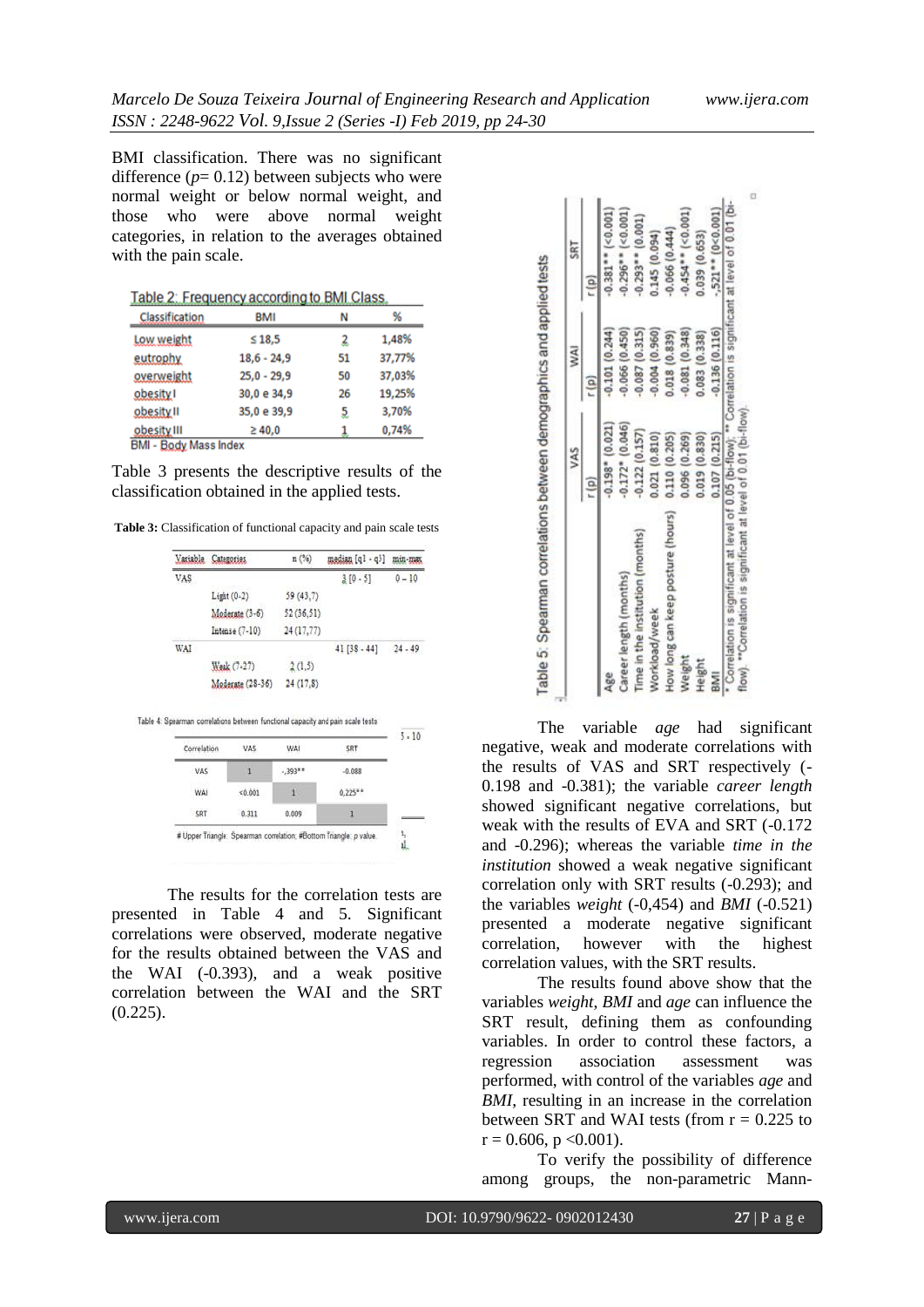BMI classification. There was no significant difference ($p$= 0.12) between subjects who were normal weight or below normal weight, and those who were above normal weight categories, in relation to the averages obtained with the pain scale.

Table 2: Frequency according to BMI Class.

| Classification | BMI | N | % |
|---|---|---|---|
| Low weight | ≤ 18,5 | 2 | 1,48% |
| eutrophy | 18,6 - 24,9 | 51 | 37,77% |
| overweight | 25,0 - 29,9 | 50 | 37,03% |
| obesity I | 30,0 e 34,9 | 26 | 19,25% |
| obesity II | 35,0 e 39,9 | 5 | 3,70% |
| obesity III | ≥ 40,0 | 1 | 0,74% |

BMI - Body Mass Index

Table 3 presents the descriptive results of the classification obtained in the applied tests.

**Table 3:** Classification of functional capacity and pain scale tests

| Variable | Categories | n (%) | median [q1 - q3] | min-max |
|---|---|---|---|---|
| VAS | | | 3 [0 - 5] | 0 – 10 |
| | Light (0-2) | 59 (43,7) | | |
| | Moderate (3-6) | 52 (36,51) | | |
| | Intense (7-10) | 24 (17,77) | | |
| WAI | | | 41 [38 - 44] | 24 - 49 |
| | Weak (7-27) | 2 (1,5) | | |
| | Moderate (28-36) | 24 (17,8) | | |

Table 4: Spearman correlations between functional capacity and pain scale tests

| Correlation | VAS | WAI | SRT |
|---|---|---|---|
| VAS | 1 | -,393** | -0.088 |
| WAI | <0.001 | 1 | 0,225** |
| SRT | 0.311 | 0.009 | 1 |

# Upper Triangle: Spearman correlation; #Bottom Triangle: p value.

The results for the correlation tests are presented in Table 4 and 5. Significant correlations were observed, moderate negative for the results obtained between the VAS and the WAI (-0.393), and a weak positive correlation between the WAI and the SRT (0.225).

Table 5: Spearman correlations between demographics and applied tests

| | VAS | WAI | SRT |
|---|---|---|---|
| | r (p) | r (p) | r (p) |
| Age | -0.198* (0.021) | -0.101 (0.244) | -0.381** (<0.001) |
| Career length (months) | -0.172* (0.046) | -0.066 (0.450) | -0.296** (<0.001) |
| Time in the institution (months) | -0.122 (0.157) | -0.087 (0.315) | -0.293** (0.001) |
| Workload/week | 0.021 (0.810) | -0.004 (0.960) | 0.145 (0.094) |
| How long can keep posture (hours) | 0.110 (0.205) | 0.018 (0.839) | -0.066 (0.444) |
| Weight | 0.096 (0.269) | -0.081 (0.348) | -0.454** (<0.001) |
| Height | 0.019 (0.830) | 0.083 (0.338) | 0.039 (0.653) |
| BMI | 0.107 (0.215) | -0.136 (0.116) | -,521** (0<0.001) |

\* Correlation is significant at level of 0.05 (bi-flow); ** Correlation is significant at level of 0.01 (bi-flow). **Correlation is significant at level of 0.01 (bi-flow).

The variable *age* had significant negative, weak and moderate correlations with the results of VAS and SRT respectively (-0.198 and -0.381); the variable *career length* showed significant negative correlations, but weak with the results of EVA and SRT (-0.172 and -0.296); whereas the variable *time in the institution* showed a weak negative significant correlation only with SRT results (-0.293); and the variables *weight* (-0,454) and *BMI* (-0.521) presented a moderate negative significant correlation, however with the highest correlation values, with the SRT results.

The results found above show that the variables *weight*, *BMI* and *age* can influence the SRT result, defining them as confounding variables. In order to control these factors, a regression association assessment was performed, with control of the variables *age* and *BMI*, resulting in an increase in the correlation between SRT and WAI tests (from $r = 0.225$ to $r = 0.606$, $p < 0.001$).

To verify the possibility of difference among groups, the non-parametric Mann-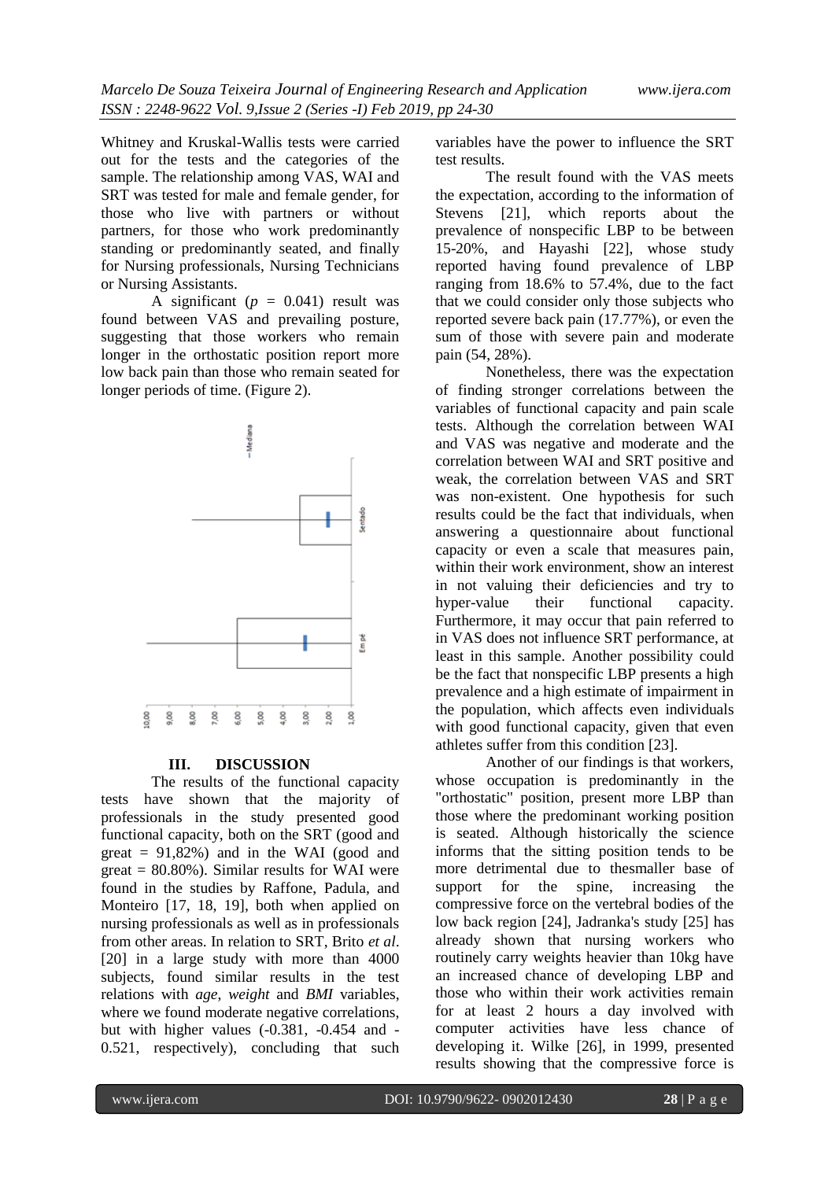Whitney and Kruskal-Wallis tests were carried out for the tests and the categories of the sample. The relationship among VAS, WAI and SRT was tested for male and female gender, for those who live with partners or without partners, for those who work predominantly standing or predominantly seated, and finally for Nursing professionals, Nursing Technicians or Nursing Assistants.

A significant ($p$ = 0.041) result was found between VAS and prevailing posture, suggesting that those workers who remain longer in the orthostatic position report more low back pain than those who remain seated for longer periods of time. (Figure 2).

## III. DISCUSSION

The results of the functional capacity tests have shown that the majority of professionals in the study presented good functional capacity, both on the SRT (good and great = 91,82%) and in the WAI (good and great = 80.80%). Similar results for WAI were found in the studies by Raffone, Padula, and Monteiro [17, 18, 19], both when applied on nursing professionals as well as in professionals from other areas. In relation to SRT, Brito *et al*. [20] in a large study with more than 4000 subjects, found similar results in the test relations with *age*, *weight* and *BMI* variables, where we found moderate negative correlations, but with higher values (-0.381, -0.454 and -0.521, respectively), concluding that such variables have the power to influence the SRT test results.

The result found with the VAS meets the expectation, according to the information of Stevens [21], which reports about the prevalence of nonspecific LBP to be between 15-20%, and Hayashi [22], whose study reported having found prevalence of LBP ranging from 18.6% to 57.4%, due to the fact that we could consider only those subjects who reported severe back pain (17.77%), or even the sum of those with severe pain and moderate pain (54, 28%).

Nonetheless, there was the expectation of finding stronger correlations between the variables of functional capacity and pain scale tests. Although the correlation between WAI and VAS was negative and moderate and the correlation between WAI and SRT positive and weak, the correlation between VAS and SRT was non-existent. One hypothesis for such results could be the fact that individuals, when answering a questionnaire about functional capacity or even a scale that measures pain, within their work environment, show an interest in not valuing their deficiencies and try to hyper-value their functional capacity. Furthermore, it may occur that pain referred to in VAS does not influence SRT performance, at least in this sample. Another possibility could be the fact that nonspecific LBP presents a high prevalence and a high estimate of impairment in the population, which affects even individuals with good functional capacity, given that even athletes suffer from this condition [23].

Another of our findings is that workers, whose occupation is predominantly in the "orthostatic" position, present more LBP than those where the predominant working position is seated. Although historically the science informs that the sitting position tends to be more detrimental due to thesmaller base of support for the spine, increasing the compressive force on the vertebral bodies of the low back region [24], Jadranka's study [25] has already shown that nursing workers who routinely carry weights heavier than 10kg have an increased chance of developing LBP and those who within their work activities remain for at least 2 hours a day involved with computer activities have less chance of developing it. Wilke [26], in 1999, presented results showing that the compressive force is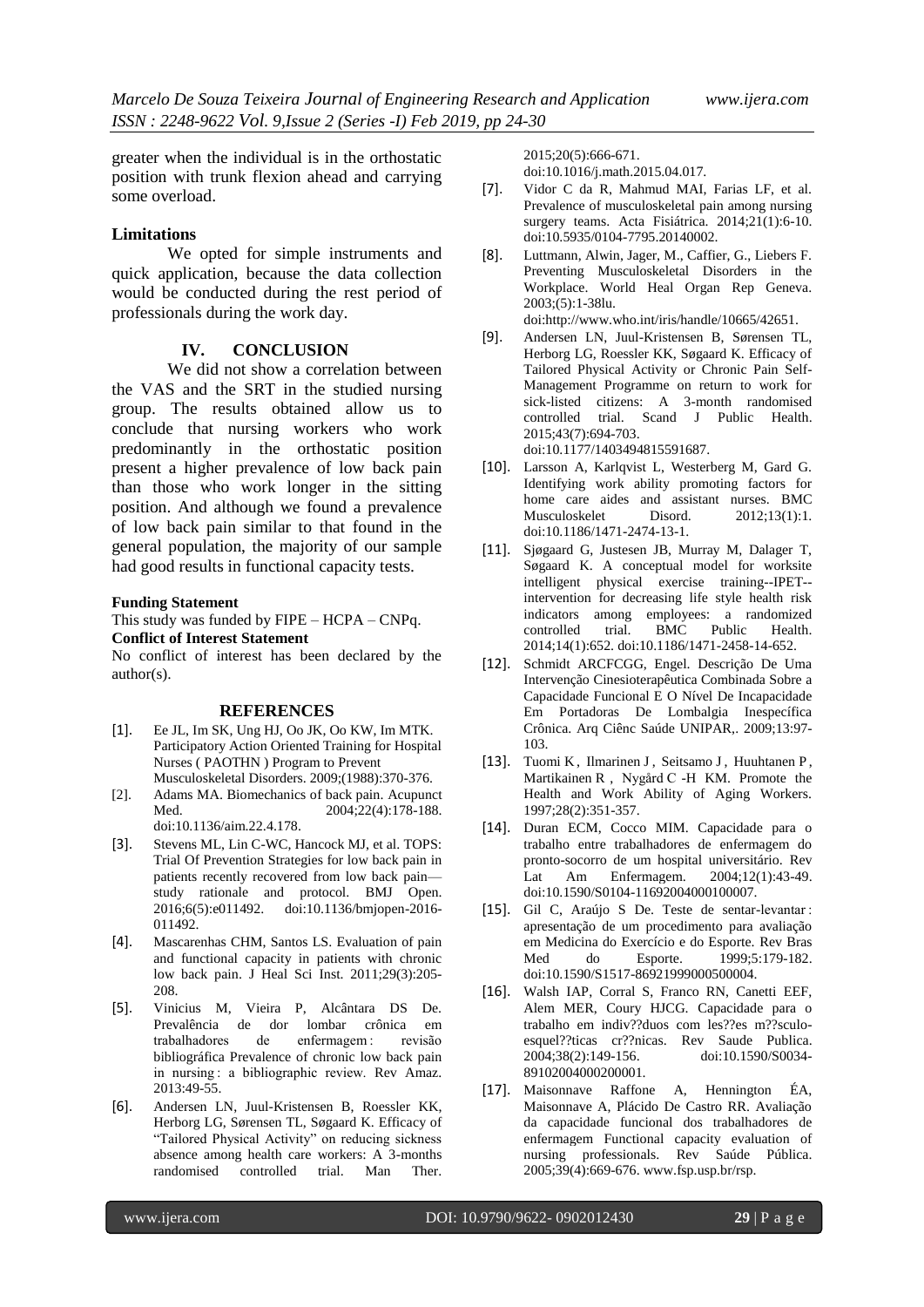greater when the individual is in the orthostatic position with trunk flexion ahead and carrying some overload.

**Limitations**

We opted for simple instruments and quick application, because the data collection would be conducted during the rest period of professionals during the work day.

## IV. CONCLUSION

We did not show a correlation between the VAS and the SRT in the studied nursing group. The results obtained allow us to conclude that nursing workers who work predominantly in the orthostatic position present a higher prevalence of low back pain than those who work longer in the sitting position. And although we found a prevalence of low back pain similar to that found in the general population, the majority of our sample had good results in functional capacity tests.

**Funding Statement**

This study was funded by FIPE – HCPA – CNPq.

**Conflict of Interest Statement**

No conflict of interest has been declared by the author(s).

## REFERENCES

[1]. Ee JL, Im SK, Ung HJ, Oo JK, Oo KW, Im MTK. Participatory Action Oriented Training for Hospital Nurses ( PAOTHN ) Program to Prevent Musculoskeletal Disorders. 2009;(1988):370-376.

[2]. Adams MA. Biomechanics of back pain. Acupunct Med. 2004;22(4):178-188. doi:10.1136/aim.22.4.178.

[3]. Stevens ML, Lin C-WC, Hancock MJ, et al. TOPS: Trial Of Prevention Strategies for low back pain in patients recently recovered from low back pain—study rationale and protocol. BMJ Open. 2016;6(5):e011492. doi:10.1136/bmjopen-2016-011492.

[4]. Mascarenhas CHM, Santos LS. Evaluation of pain and functional capacity in patients with chronic low back pain. J Heal Sci Inst. 2011;29(3):205-208.

[5]. Vinicius M, Vieira P, Alcântara DS De. Prevalência de dor lombar crônica em trabalhadores de enfermagem : revisão bibliográfica Prevalence of chronic low back pain in nursing : a bibliographic review. Rev Amaz. 2013:49-55.

[6]. Andersen LN, Juul-Kristensen B, Roessler KK, Herborg LG, Sørensen TL, Søgaard K. Efficacy of "Tailored Physical Activity" on reducing sickness absence among health care workers: A 3-months randomised controlled trial. Man Ther. 2015;20(5):666-671. doi:10.1016/j.math.2015.04.017.

[7]. Vidor C da R, Mahmud MAI, Farias LF, et al. Prevalence of musculoskeletal pain among nursing surgery teams. Acta Fisiátrica. 2014;21(1):6-10. doi:10.5935/0104-7795.20140002.

[8]. Luttmann, Alwin, Jager, M., Caffier, G., Liebers F. Preventing Musculoskeletal Disorders in the Workplace. World Heal Organ Rep Geneva. 2003;(5):1-38lu. doi:http://www.who.int/iris/handle/10665/42651.

[9]. Andersen LN, Juul-Kristensen B, Sørensen TL, Herborg LG, Roessler KK, Søgaard K. Efficacy of Tailored Physical Activity or Chronic Pain Self-Management Programme on return to work for sick-listed citizens: A 3-month randomised controlled trial. Scand J Public Health. 2015;43(7):694-703. doi:10.1177/1403494815591687.

[10]. Larsson A, Karlqvist L, Westerberg M, Gard G. Identifying work ability promoting factors for home care aides and assistant nurses. BMC Musculoskelet Disord. 2012;13(1):1. doi:10.1186/1471-2474-13-1.

[11]. Sjøgaard G, Justesen JB, Murray M, Dalager T, Søgaard K. A conceptual model for worksite intelligent physical exercise training--IPET--intervention for decreasing life style health risk indicators among employees: a randomized controlled trial. BMC Public Health. 2014;14(1):652. doi:10.1186/1471-2458-14-652.

[12]. Schmidt ARCFCGG, Engel. Descrição De Uma Intervenção Cinesioterapêutica Combinada Sobre a Capacidade Funcional E O Nível De Incapacidade Em Portadoras De Lombalgia Inespecífica Crônica. Arq Ciênc Saúde UNIPAR,. 2009;13:97-103.

[13]. Tuomi K , Ilmarinen J , Seitsamo J , Huuhtanen P , Martikainen R , Nygård C -H KM. Promote the Health and Work Ability of Aging Workers. 1997;28(2):351-357.

[14]. Duran ECM, Cocco MIM. Capacidade para o trabalho entre trabalhadores de enfermagem do pronto-socorro de um hospital universitário. Rev Lat Am Enfermagem. 2004;12(1):43-49. doi:10.1590/S0104-11692004000100007.

[15]. Gil C, Araújo S De. Teste de sentar-levantar : apresentação de um procedimento para avaliação em Medicina do Exercício e do Esporte. Rev Bras Med do Esporte. 1999;5:179-182. doi:10.1590/S1517-86921999000500004.

[16]. Walsh IAP, Corral S, Franco RN, Canetti EEF, Alem MER, Coury HJCG. Capacidade para o trabalho em indiv??duos com les??es m??sculo-esquel??ticas cr??nicas. Rev Saude Publica. 2004;38(2):149-156. doi:10.1590/S0034-89102004000200001.

[17]. Maisonnave Raffone A, Hennington ÉA, Maisonnave A, Plácido De Castro RR. Avaliação da capacidade funcional dos trabalhadores de enfermagem Functional capacity evaluation of nursing professionals. Rev Saúde Pública. 2005;39(4):669-676. www.fsp.usp.br/rsp.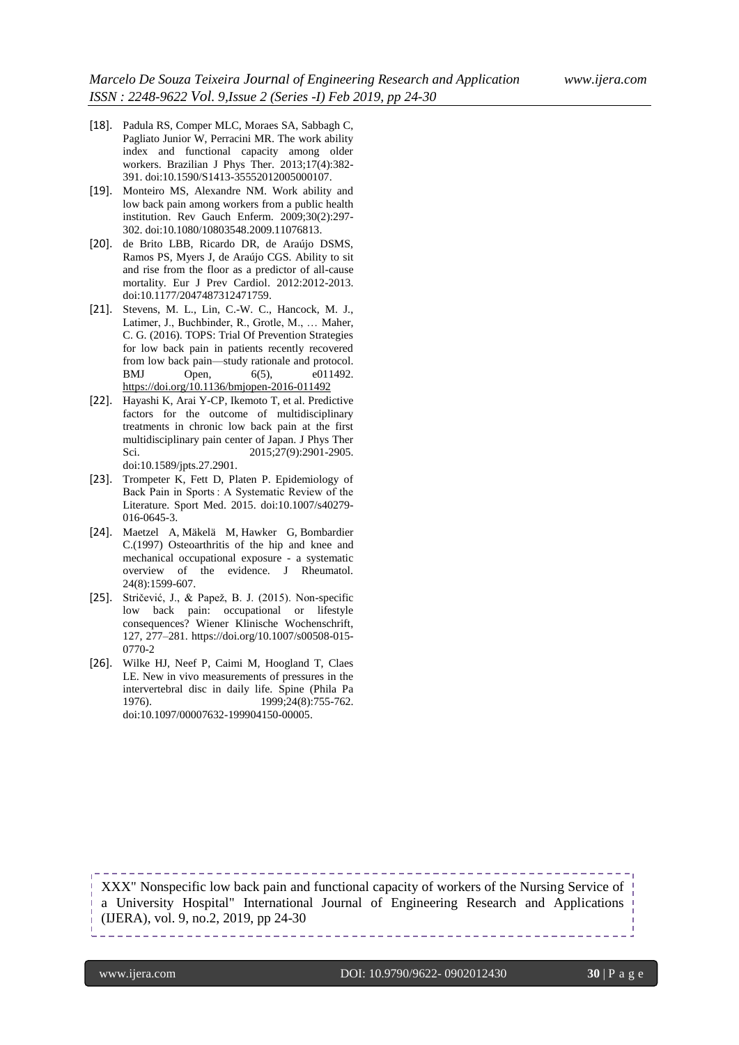[18]. Padula RS, Comper MLC, Moraes SA, Sabbagh C, Pagliato Junior W, Perracini MR. The work ability index and functional capacity among older workers. Brazilian J Phys Ther. 2013;17(4):382-391. doi:10.1590/S1413-35552012005000107.

[19]. Monteiro MS, Alexandre NM. Work ability and low back pain among workers from a public health institution. Rev Gauch Enferm. 2009;30(2):297-302. doi:10.1080/10803548.2009.11076813.

[20]. de Brito LBB, Ricardo DR, de Araújo DSMS, Ramos PS, Myers J, de Araújo CGS. Ability to sit and rise from the floor as a predictor of all-cause mortality. Eur J Prev Cardiol. 2012:2012-2013. doi:10.1177/2047487312471759.

[21]. Stevens, M. L., Lin, C.-W. C., Hancock, M. J., Latimer, J., Buchbinder, R., Grotle, M., … Maher, C. G. (2016). TOPS: Trial Of Prevention Strategies for low back pain in patients recently recovered from low back pain—study rationale and protocol. BMJ Open, 6(5), e011492. https://doi.org/10.1136/bmjopen-2016-011492

[22]. Hayashi K, Arai Y-CP, Ikemoto T, et al. Predictive factors for the outcome of multidisciplinary treatments in chronic low back pain at the first multidisciplinary pain center of Japan. J Phys Ther Sci. 2015;27(9):2901-2905. doi:10.1589/jpts.27.2901.

[23]. Trompeter K, Fett D, Platen P. Epidemiology of Back Pain in Sports : A Systematic Review of the Literature. Sport Med. 2015. doi:10.1007/s40279-016-0645-3.

[24]. Maetzel A, Mäkelä M, Hawker G, Bombardier C.(1997) Osteoarthritis of the hip and knee and mechanical occupational exposure - a systematic overview of the evidence. J Rheumatol. 24(8):1599-607.

[25]. Stričević, J., & Papež, B. J. (2015). Non-specific low back pain: occupational or lifestyle consequences? Wiener Klinische Wochenschrift, 127, 277–281. https://doi.org/10.1007/s00508-015-0770-2

[26]. Wilke HJ, Neef P, Caimi M, Hoogland T, Claes LE. New in vivo measurements of pressures in the intervertebral disc in daily life. Spine (Phila Pa 1976). 1999;24(8):755-762. doi:10.1097/00007632-199904150-00005.

XXX" Nonspecific low back pain and functional capacity of workers of the Nursing Service of a University Hospital" International Journal of Engineering Research and Applications (IJERA), vol. 9, no.2, 2019, pp 24-30